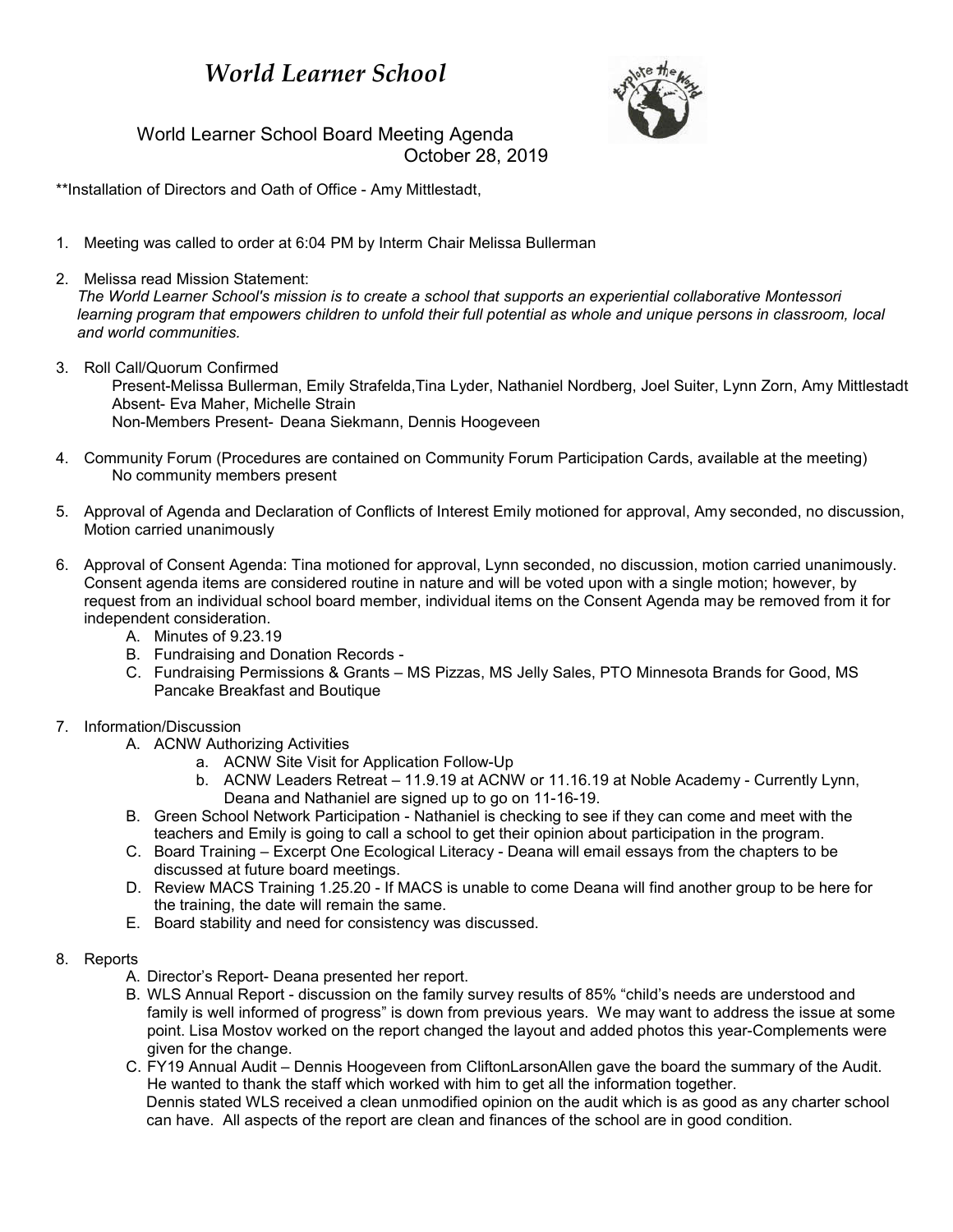# *World Learner School*

World Learner School Board Meeting Agenda
October 28, 2019

**Installation of Directors and Oath of Office - Amy Mittlestadt,

1. Meeting was called to order at 6:04 PM by Interm Chair Melissa Bullerman

2. Melissa read Mission Statement:
   *The World Learner School's mission is to create a school that supports an experiential collaborative Montessori learning program that empowers children to unfold their full potential as whole and unique persons in classroom, local and world communities.*

3. Roll Call/Quorum Confirmed
   Present-Melissa Bullerman, Emily Strafelda,Tina Lyder, Nathaniel Nordberg, Joel Suiter, Lynn Zorn, Amy Mittlestadt
   Absent- Eva Maher, Michelle Strain
   Non-Members Present- Deana Siekmann, Dennis Hoogeveen

4. Community Forum (Procedures are contained on Community Forum Participation Cards, available at the meeting)
   No community members present

5. Approval of Agenda and Declaration of Conflicts of Interest Emily motioned for approval, Amy seconded, no discussion, Motion carried unanimously

6. Approval of Consent Agenda: Tina motioned for approval, Lynn seconded, no discussion, motion carried unanimously. Consent agenda items are considered routine in nature and will be voted upon with a single motion; however, by request from an individual school board member, individual items on the Consent Agenda may be removed from it for independent consideration.
   A. Minutes of 9.23.19
   B. Fundraising and Donation Records -
   C. Fundraising Permissions & Grants – MS Pizzas, MS Jelly Sales, PTO Minnesota Brands for Good, MS Pancake Breakfast and Boutique

7. Information/Discussion
   A. ACNW Authorizing Activities
      a. ACNW Site Visit for Application Follow-Up
      b. ACNW Leaders Retreat – 11.9.19 at ACNW or 11.16.19 at Noble Academy - Currently Lynn, Deana and Nathaniel are signed up to go on 11-16-19.
   B. Green School Network Participation - Nathaniel is checking to see if they can come and meet with the teachers and Emily is going to call a school to get their opinion about participation in the program.
   C. Board Training – Excerpt One Ecological Literacy - Deana will email essays from the chapters to be discussed at future board meetings.
   D. Review MACS Training 1.25.20 - If MACS is unable to come Deana will find another group to be here for the training, the date will remain the same.
   E. Board stability and need for consistency was discussed.

8. Reports
   A. Director's Report- Deana presented her report.
   B. WLS Annual Report - discussion on the family survey results of 85% "child's needs are understood and family is well informed of progress" is down from previous years. We may want to address the issue at some point. Lisa Mostov worked on the report changed the layout and added photos this year-Complements were given for the change.
   C. FY19 Annual Audit – Dennis Hoogeveen from CliftonLarsonAllen gave the board the summary of the Audit. He wanted to thank the staff which worked with him to get all the information together.
      Dennis stated WLS received a clean unmodified opinion on the audit which is as good as any charter school can have. All aspects of the report are clean and finances of the school are in good condition.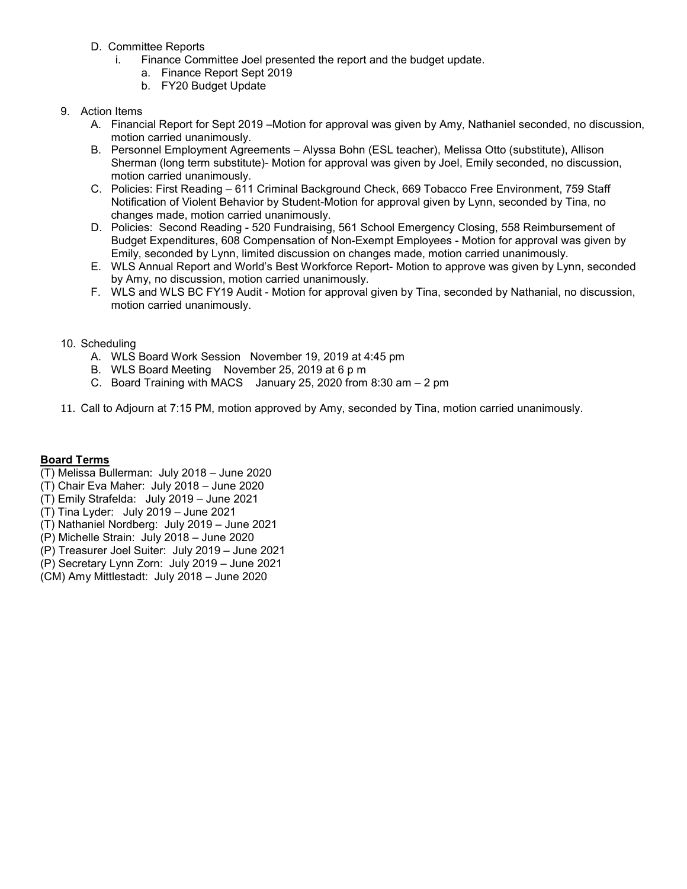D. Committee Reports
   i. Finance Committee Joel presented the report and the budget update.
      a. Finance Report Sept 2019
      b. FY20 Budget Update

9. Action Items
   A. Financial Report for Sept 2019 –Motion for approval was given by Amy, Nathaniel seconded, no discussion, motion carried unanimously.
   B. Personnel Employment Agreements – Alyssa Bohn (ESL teacher), Melissa Otto (substitute), Allison Sherman (long term substitute)- Motion for approval was given by Joel, Emily seconded, no discussion, motion carried unanimously.
   C. Policies: First Reading – 611 Criminal Background Check, 669 Tobacco Free Environment, 759 Staff Notification of Violent Behavior by Student-Motion for approval given by Lynn, seconded by Tina, no changes made, motion carried unanimously.
   D. Policies: Second Reading - 520 Fundraising, 561 School Emergency Closing, 558 Reimbursement of Budget Expenditures, 608 Compensation of Non-Exempt Employees - Motion for approval was given by Emily, seconded by Lynn, limited discussion on changes made, motion carried unanimously.
   E. WLS Annual Report and World's Best Workforce Report- Motion to approve was given by Lynn, seconded by Amy, no discussion, motion carried unanimously.
   F. WLS and WLS BC FY19 Audit - Motion for approval given by Tina, seconded by Nathanial, no discussion, motion carried unanimously.

10. Scheduling
   A. WLS Board Work Session November 19, 2019 at 4:45 pm
   B. WLS Board Meeting November 25, 2019 at 6 p m
   C. Board Training with MACS January 25, 2020 from 8:30 am – 2 pm

11. Call to Adjourn at 7:15 PM, motion approved by Amy, seconded by Tina, motion carried unanimously.

**Board Terms**

(T) Melissa Bullerman: July 2018 – June 2020
(T) Chair Eva Maher: July 2018 – June 2020
(T) Emily Strafelda: July 2019 – June 2021
(T) Tina Lyder: July 2019 – June 2021
(T) Nathaniel Nordberg: July 2019 – June 2021
(P) Michelle Strain: July 2018 – June 2020
(P) Treasurer Joel Suiter: July 2019 – June 2021
(P) Secretary Lynn Zorn: July 2019 – June 2021
(CM) Amy Mittlestadt: July 2018 – June 2020